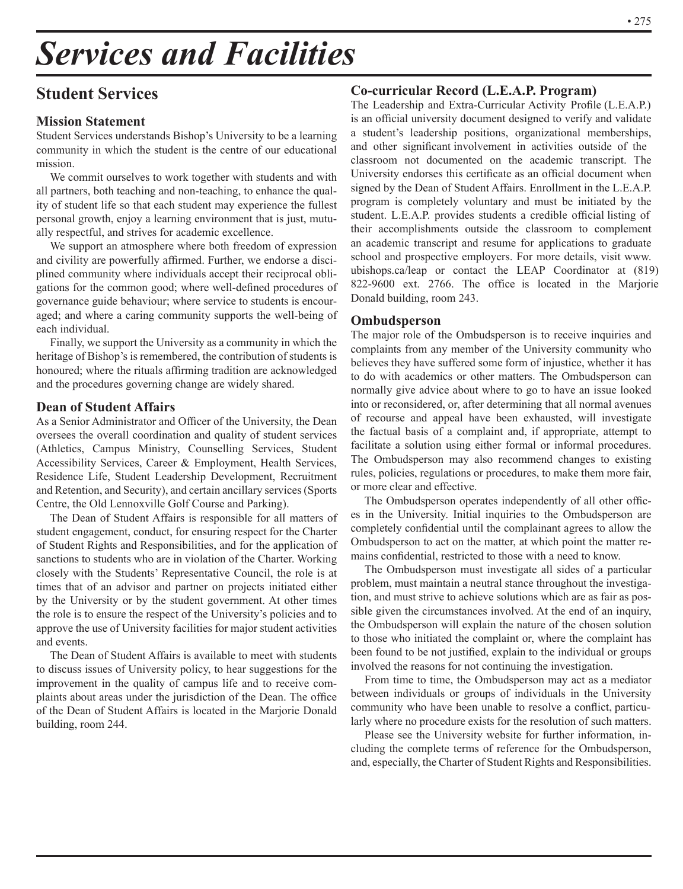# Services and Facilities

## Student Services

### Mission Statement

Student Services understands Bishop's University to be a learning community in which the student is the centre of our educational mission.

We commit ourselves to work together with students and with all partners, both teaching and non-teaching, to enhance the quality of student life so that each student may experience the fullest personal growth, enjoy a learning environment that is just, mutually respectful, and strives for academic excellence.

We support an atmosphere where both freedom of expression and civility are powerfully affirmed. Further, we endorse a disciplined community where individuals accept their reciprocal obligations for the common good; where well-defined procedures of governance guide behaviour; where service to students is encouraged; and where a caring community supports the well-being of each individual.

Finally, we support the University as a community in which the heritage of Bishop's is remembered, the contribution of students is honoured; where the rituals affirming tradition are acknowledged and the procedures governing change are widely shared.

### Dean of Student Affairs

As a Senior Administrator and Officer of the University, the Dean oversees the overall coordination and quality of student services (Athletics, Campus Ministry, Counselling Services, Student Accessibility Services, Career & Employment, Health Services, Residence Life, Student Leadership Development, Recruitment and Retention, and Security), and certain ancillary services (Sports Centre, the Old Lennoxville Golf Course and Parking).

The Dean of Student Affairs is responsible for all matters of student engagement, conduct, for ensuring respect for the Charter of Student Rights and Responsibilities, and for the application of sanctions to students who are in violation of the Charter. Working closely with the Students' Representative Council, the role is at times that of an advisor and partner on projects initiated either by the University or by the student government. At other times the role is to ensure the respect of the University's policies and to approve the use of University facilities for major student activities and events.

The Dean of Student Affairs is available to meet with students to discuss issues of University policy, to hear suggestions for the improvement in the quality of campus life and to receive complaints about areas under the jurisdiction of the Dean. The office of the Dean of Student Affairs is located in the Marjorie Donald building, room 244.

### Co-curricular Record (L.E.A.P. Program)

The Leadership and Extra-Curricular Activity Profile (L.E.A.P.) is an official university document designed to verify and validate a student's leadership positions, organizational memberships, and other significant involvement in activities outside of the classroom not documented on the academic transcript. The University endorses this certificate as an official document when signed by the Dean of Student Affairs. Enrollment in the L.E.A.P. program is completely voluntary and must be initiated by the student. L.E.A.P. provides students a credible official listing of their accomplishments outside the classroom to complement an academic transcript and resume for applications to graduate school and prospective employers. For more details, visit www.ubishops.ca/leap or contact the LEAP Coordinator at (819) 822-9600 ext. 2766. The office is located in the Marjorie Donald building, room 243.

### Ombudsperson

The major role of the Ombudsperson is to receive inquiries and complaints from any member of the University community who believes they have suffered some form of injustice, whether it has to do with academics or other matters. The Ombudsperson can normally give advice about where to go to have an issue looked into or reconsidered, or, after determining that all normal avenues of recourse and appeal have been exhausted, will investigate the factual basis of a complaint and, if appropriate, attempt to facilitate a solution using either formal or informal procedures. The Ombudsperson may also recommend changes to existing rules, policies, regulations or procedures, to make them more fair, or more clear and effective.

The Ombudsperson operates independently of all other offices in the University. Initial inquiries to the Ombudsperson are completely confidential until the complainant agrees to allow the Ombudsperson to act on the matter, at which point the matter remains confidential, restricted to those with a need to know.

The Ombudsperson must investigate all sides of a particular problem, must maintain a neutral stance throughout the investigation, and must strive to achieve solutions which are as fair as possible given the circumstances involved. At the end of an inquiry, the Ombudsperson will explain the nature of the chosen solution to those who initiated the complaint or, where the complaint has been found to be not justified, explain to the individual or groups involved the reasons for not continuing the investigation.

From time to time, the Ombudsperson may act as a mediator between individuals or groups of individuals in the University community who have been unable to resolve a conflict, particularly where no procedure exists for the resolution of such matters.

Please see the University website for further information, including the complete terms of reference for the Ombudsperson, and, especially, the Charter of Student Rights and Responsibilities.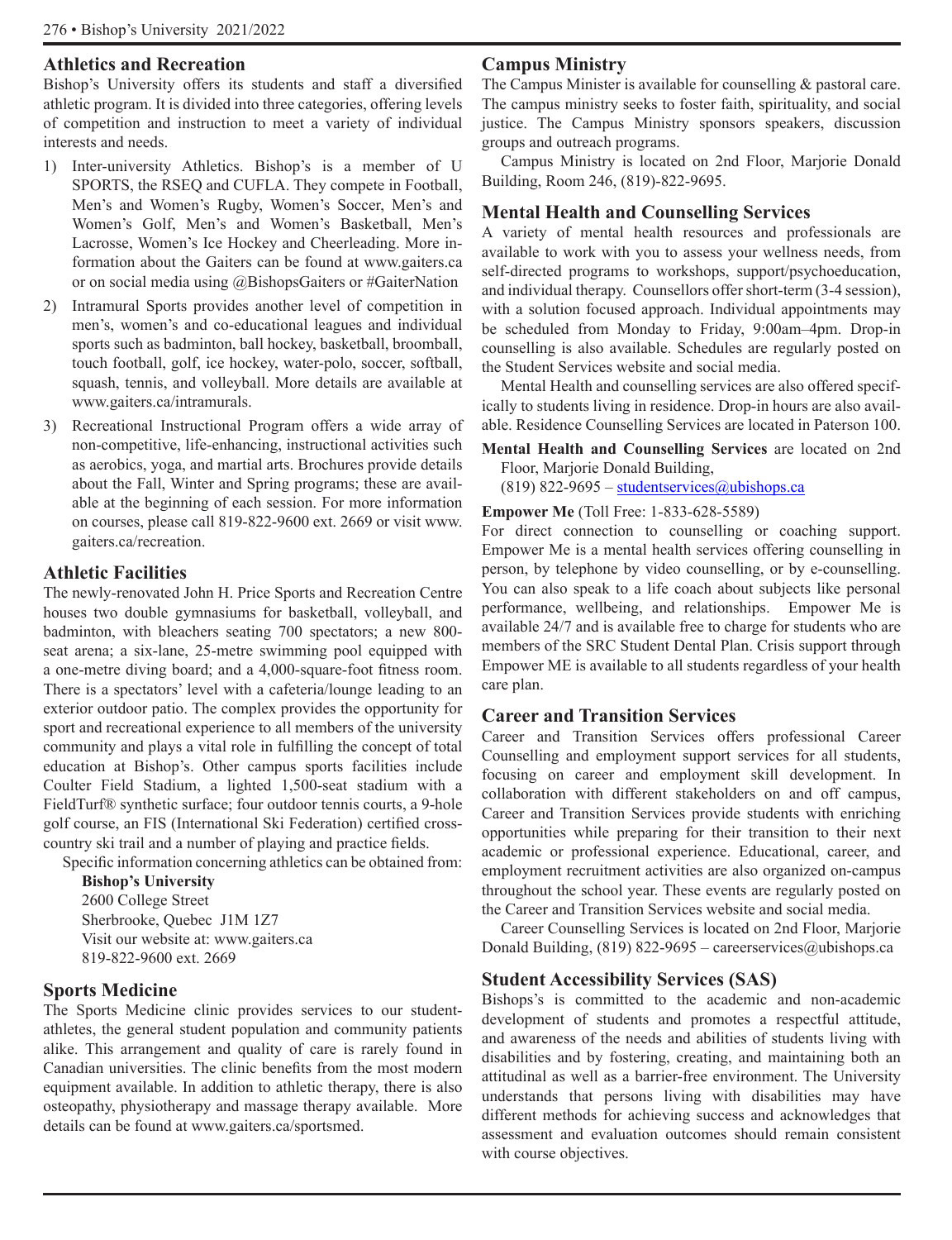## Athletics and Recreation

Bishop's University offers its students and staff a diversified athletic program. It is divided into three categories, offering levels of competition and instruction to meet a variety of individual interests and needs.

1) Inter-university Athletics. Bishop's is a member of U SPORTS, the RSEQ and CUFLA. They compete in Football, Men's and Women's Rugby, Women's Soccer, Men's and Women's Golf, Men's and Women's Basketball, Men's Lacrosse, Women's Ice Hockey and Cheerleading. More information about the Gaiters can be found at www.gaiters.ca or on social media using @BishopsGaiters or #GaiterNation
2) Intramural Sports provides another level of competition in men's, women's and co-educational leagues and individual sports such as badminton, ball hockey, basketball, broomball, touch football, golf, ice hockey, water-polo, soccer, softball, squash, tennis, and volleyball. More details are available at www.gaiters.ca/intramurals.
3) Recreational Instructional Program offers a wide array of non-competitive, life-enhancing, instructional activities such as aerobics, yoga, and martial arts. Brochures provide details about the Fall, Winter and Spring programs; these are available at the beginning of each session. For more information on courses, please call 819-822-9600 ext. 2669 or visit www.gaiters.ca/recreation.

## Athletic Facilities

The newly-renovated John H. Price Sports and Recreation Centre houses two double gymnasiums for basketball, volleyball, and badminton, with bleachers seating 700 spectators; a new 800-seat arena; a six-lane, 25-metre swimming pool equipped with a one-metre diving board; and a 4,000-square-foot fitness room. There is a spectators' level with a cafeteria/lounge leading to an exterior outdoor patio. The complex provides the opportunity for sport and recreational experience to all members of the university community and plays a vital role in fulfilling the concept of total education at Bishop's. Other campus sports facilities include Coulter Field Stadium, a lighted 1,500-seat stadium with a FieldTurf® synthetic surface; four outdoor tennis courts, a 9-hole golf course, an FIS (International Ski Federation) certified cross-country ski trail and a number of playing and practice fields.

Specific information concerning athletics can be obtained from:

**Bishop's University**
2600 College Street
Sherbrooke, Quebec J1M 1Z7
Visit our website at: www.gaiters.ca
819-822-9600 ext. 2669

## Sports Medicine

The Sports Medicine clinic provides services to our student-athletes, the general student population and community patients alike. This arrangement and quality of care is rarely found in Canadian universities. The clinic benefits from the most modern equipment available. In addition to athletic therapy, there is also osteopathy, physiotherapy and massage therapy available. More details can be found at www.gaiters.ca/sportsmed.

## Campus Ministry

The Campus Minister is available for counselling & pastoral care. The campus ministry seeks to foster faith, spirituality, and social justice. The Campus Ministry sponsors speakers, discussion groups and outreach programs.

Campus Ministry is located on 2nd Floor, Marjorie Donald Building, Room 246, (819)-822-9695.

## Mental Health and Counselling Services

A variety of mental health resources and professionals are available to work with you to assess your wellness needs, from self-directed programs to workshops, support/psychoeducation, and individual therapy. Counsellors offer short-term (3-4 session), with a solution focused approach. Individual appointments may be scheduled from Monday to Friday, 9:00am–4pm. Drop-in counselling is also available. Schedules are regularly posted on the Student Services website and social media.

Mental Health and counselling services are also offered specifically to students living in residence. Drop-in hours are also available. Residence Counselling Services are located in Paterson 100.

**Mental Health and Counselling Services** are located on 2nd Floor, Marjorie Donald Building,
(819) 822-9695 – studentservices@ubishops.ca

**Empower Me** (Toll Free: 1-833-628-5589)

For direct connection to counselling or coaching support. Empower Me is a mental health services offering counselling in person, by telephone by video counselling, or by e-counselling. You can also speak to a life coach about subjects like personal performance, wellbeing, and relationships. Empower Me is available 24/7 and is available free to charge for students who are members of the SRC Student Dental Plan. Crisis support through Empower ME is available to all students regardless of your health care plan.

## Career and Transition Services

Career and Transition Services offers professional Career Counselling and employment support services for all students, focusing on career and employment skill development. In collaboration with different stakeholders on and off campus, Career and Transition Services provide students with enriching opportunities while preparing for their transition to their next academic or professional experience. Educational, career, and employment recruitment activities are also organized on-campus throughout the school year. These events are regularly posted on the Career and Transition Services website and social media.

Career Counselling Services is located on 2nd Floor, Marjorie Donald Building, (819) 822-9695 – careerservices@ubishops.ca

## Student Accessibility Services (SAS)

Bishops's is committed to the academic and non-academic development of students and promotes a respectful attitude, and awareness of the needs and abilities of students living with disabilities and by fostering, creating, and maintaining both an attitudinal as well as a barrier-free environment. The University understands that persons living with disabilities may have different methods for achieving success and acknowledges that assessment and evaluation outcomes should remain consistent with course objectives.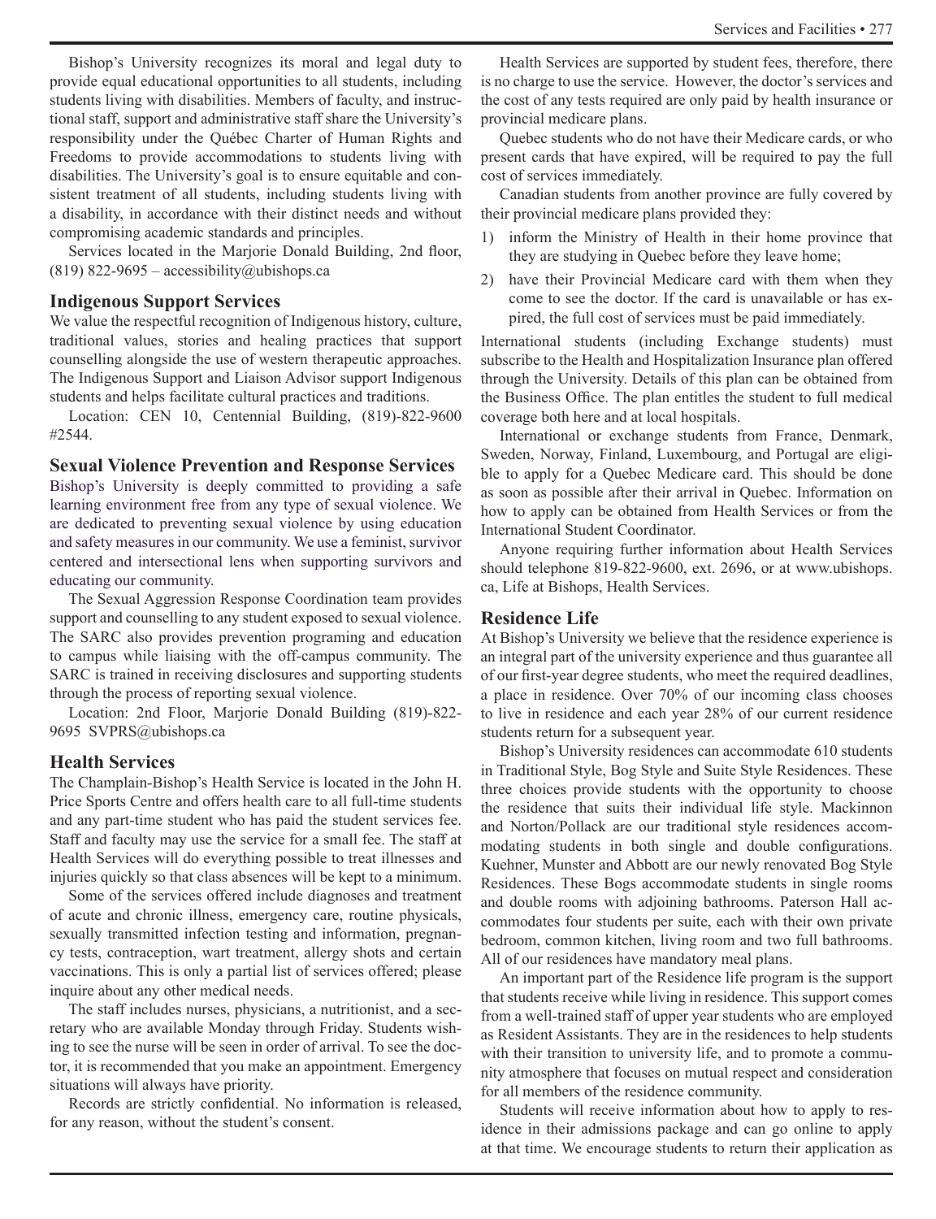Bishop's University recognizes its moral and legal duty to provide equal educational opportunities to all students, including students living with disabilities. Members of faculty, and instructional staff, support and administrative staff share the University's responsibility under the Québec Charter of Human Rights and Freedoms to provide accommodations to students living with disabilities. The University's goal is to ensure equitable and consistent treatment of all students, including students living with a disability, in accordance with their distinct needs and without compromising academic standards and principles.

Services located in the Marjorie Donald Building, 2nd floor, (819) 822-9695 – accessibility@ubishops.ca

### Indigenous Support Services

We value the respectful recognition of Indigenous history, culture, traditional values, stories and healing practices that support counselling alongside the use of western therapeutic approaches. The Indigenous Support and Liaison Advisor support Indigenous students and helps facilitate cultural practices and traditions.

Location: CEN 10, Centennial Building, (819)-822-9600 #2544.

### Sexual Violence Prevention and Response Services

Bishop's University is deeply committed to providing a safe learning environment free from any type of sexual violence. We are dedicated to preventing sexual violence by using education and safety measures in our community. We use a feminist, survivor centered and intersectional lens when supporting survivors and educating our community.

The Sexual Aggression Response Coordination team provides support and counselling to any student exposed to sexual violence. The SARC also provides prevention programing and education to campus while liaising with the off-campus community. The SARC is trained in receiving disclosures and supporting students through the process of reporting sexual violence.

Location: 2nd Floor, Marjorie Donald Building (819)-822-9695 SVPRS@ubishops.ca

### Health Services

The Champlain-Bishop's Health Service is located in the John H. Price Sports Centre and offers health care to all full-time students and any part-time student who has paid the student services fee. Staff and faculty may use the service for a small fee. The staff at Health Services will do everything possible to treat illnesses and injuries quickly so that class absences will be kept to a minimum.

Some of the services offered include diagnoses and treatment of acute and chronic illness, emergency care, routine physicals, sexually transmitted infection testing and information, pregnancy tests, contraception, wart treatment, allergy shots and certain vaccinations. This is only a partial list of services offered; please inquire about any other medical needs.

The staff includes nurses, physicians, a nutritionist, and a secretary who are available Monday through Friday. Students wishing to see the nurse will be seen in order of arrival. To see the doctor, it is recommended that you make an appointment. Emergency situations will always have priority.

Records are strictly confidential. No information is released, for any reason, without the student's consent.

Health Services are supported by student fees, therefore, there is no charge to use the service. However, the doctor's services and the cost of any tests required are only paid by health insurance or provincial medicare plans.

Quebec students who do not have their Medicare cards, or who present cards that have expired, will be required to pay the full cost of services immediately.

Canadian students from another province are fully covered by their provincial medicare plans provided they:

1) inform the Ministry of Health in their home province that they are studying in Quebec before they leave home;
2) have their Provincial Medicare card with them when they come to see the doctor. If the card is unavailable or has expired, the full cost of services must be paid immediately.

International students (including Exchange students) must subscribe to the Health and Hospitalization Insurance plan offered through the University. Details of this plan can be obtained from the Business Office. The plan entitles the student to full medical coverage both here and at local hospitals.

International or exchange students from France, Denmark, Sweden, Norway, Finland, Luxembourg, and Portugal are eligible to apply for a Quebec Medicare card. This should be done as soon as possible after their arrival in Quebec. Information on how to apply can be obtained from Health Services or from the International Student Coordinator.

Anyone requiring further information about Health Services should telephone 819-822-9600, ext. 2696, or at www.ubishops.ca, Life at Bishops, Health Services.

### Residence Life

At Bishop's University we believe that the residence experience is an integral part of the university experience and thus guarantee all of our first-year degree students, who meet the required deadlines, a place in residence. Over 70% of our incoming class chooses to live in residence and each year 28% of our current residence students return for a subsequent year.

Bishop's University residences can accommodate 610 students in Traditional Style, Bog Style and Suite Style Residences. These three choices provide students with the opportunity to choose the residence that suits their individual life style. Mackinnon and Norton/Pollack are our traditional style residences accommodating students in both single and double configurations. Kuehner, Munster and Abbott are our newly renovated Bog Style Residences. These Bogs accommodate students in single rooms and double rooms with adjoining bathrooms. Paterson Hall accommodates four students per suite, each with their own private bedroom, common kitchen, living room and two full bathrooms. All of our residences have mandatory meal plans.

An important part of the Residence life program is the support that students receive while living in residence. This support comes from a well-trained staff of upper year students who are employed as Resident Assistants. They are in the residences to help students with their transition to university life, and to promote a community atmosphere that focuses on mutual respect and consideration for all members of the residence community.

Students will receive information about how to apply to residence in their admissions package and can go online to apply at that time. We encourage students to return their application as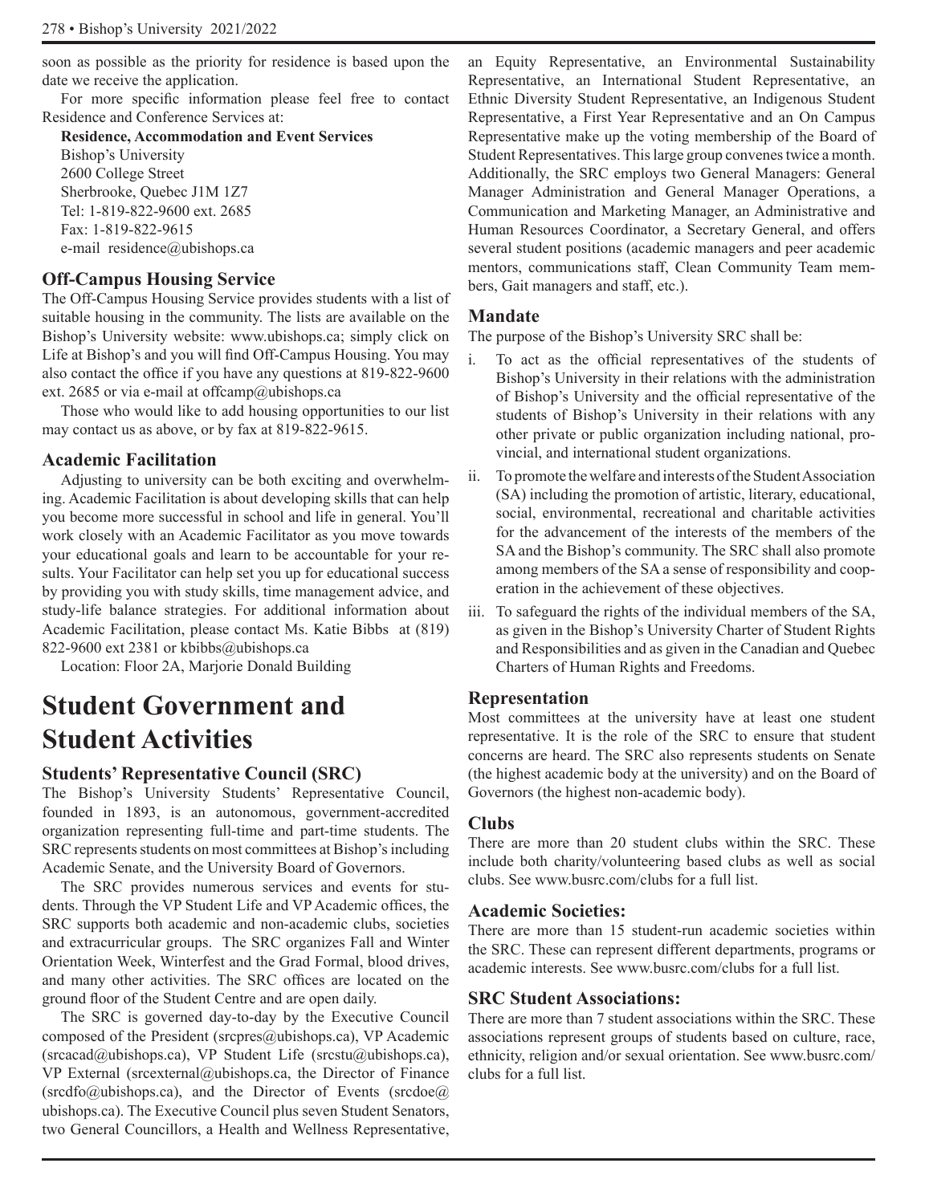soon as possible as the priority for residence is based upon the date we receive the application.

For more specific information please feel free to contact Residence and Conference Services at:

**Residence, Accommodation and Event Services**
Bishop's University
2600 College Street
Sherbrooke, Quebec J1M 1Z7
Tel: 1-819-822-9600 ext. 2685
Fax: 1-819-822-9615
e-mail residence@ubishops.ca

### Off-Campus Housing Service

The Off-Campus Housing Service provides students with a list of suitable housing in the community. The lists are available on the Bishop's University website: www.ubishops.ca; simply click on Life at Bishop's and you will find Off-Campus Housing. You may also contact the office if you have any questions at 819-822-9600 ext. 2685 or via e-mail at offcamp@ubishops.ca

Those who would like to add housing opportunities to our list may contact us as above, or by fax at 819-822-9615.

### Academic Facilitation

Adjusting to university can be both exciting and overwhelming. Academic Facilitation is about developing skills that can help you become more successful in school and life in general. You'll work closely with an Academic Facilitator as you move towards your educational goals and learn to be accountable for your results. Your Facilitator can help set you up for educational success by providing you with study skills, time management advice, and study-life balance strategies. For additional information about Academic Facilitation, please contact Ms. Katie Bibbs at (819) 822-9600 ext 2381 or kbibbs@ubishops.ca

Location: Floor 2A, Marjorie Donald Building

# Student Government and Student Activities

### Students' Representative Council (SRC)

The Bishop's University Students' Representative Council, founded in 1893, is an autonomous, government-accredited organization representing full-time and part-time students. The SRC represents students on most committees at Bishop's including Academic Senate, and the University Board of Governors.

The SRC provides numerous services and events for students. Through the VP Student Life and VP Academic offices, the SRC supports both academic and non-academic clubs, societies and extracurricular groups. The SRC organizes Fall and Winter Orientation Week, Winterfest and the Grad Formal, blood drives, and many other activities. The SRC offices are located on the ground floor of the Student Centre and are open daily.

The SRC is governed day-to-day by the Executive Council composed of the President (srcpres@ubishops.ca), VP Academic (srcacad@ubishops.ca), VP Student Life (srcstu@ubishops.ca), VP External (srcexternal@ubishops.ca, the Director of Finance (srcdfo@ubishops.ca), and the Director of Events (srcdoe@ubishops.ca). The Executive Council plus seven Student Senators, two General Councillors, a Health and Wellness Representative, an Equity Representative, an Environmental Sustainability Representative, an International Student Representative, an Ethnic Diversity Student Representative, an Indigenous Student Representative, a First Year Representative and an On Campus Representative make up the voting membership of the Board of Student Representatives. This large group convenes twice a month. Additionally, the SRC employs two General Managers: General Manager Administration and General Manager Operations, a Communication and Marketing Manager, an Administrative and Human Resources Coordinator, a Secretary General, and offers several student positions (academic managers and peer academic mentors, communications staff, Clean Community Team members, Gait managers and staff, etc.).

### Mandate

The purpose of the Bishop's University SRC shall be:

i. To act as the official representatives of the students of Bishop's University in their relations with the administration of Bishop's University and the official representative of the students of Bishop's University in their relations with any other private or public organization including national, provincial, and international student organizations.

ii. To promote the welfare and interests of the Student Association (SA) including the promotion of artistic, literary, educational, social, environmental, recreational and charitable activities for the advancement of the interests of the members of the SA and the Bishop's community. The SRC shall also promote among members of the SA a sense of responsibility and cooperation in the achievement of these objectives.

iii. To safeguard the rights of the individual members of the SA, as given in the Bishop's University Charter of Student Rights and Responsibilities and as given in the Canadian and Quebec Charters of Human Rights and Freedoms.

### Representation

Most committees at the university have at least one student representative. It is the role of the SRC to ensure that student concerns are heard. The SRC also represents students on Senate (the highest academic body at the university) and on the Board of Governors (the highest non-academic body).

### Clubs

There are more than 20 student clubs within the SRC. These include both charity/volunteering based clubs as well as social clubs. See www.busrc.com/clubs for a full list.

### Academic Societies:

There are more than 15 student-run academic societies within the SRC. These can represent different departments, programs or academic interests. See www.busrc.com/clubs for a full list.

### SRC Student Associations:

There are more than 7 student associations within the SRC. These associations represent groups of students based on culture, race, ethnicity, religion and/or sexual orientation. See www.busrc.com/clubs for a full list.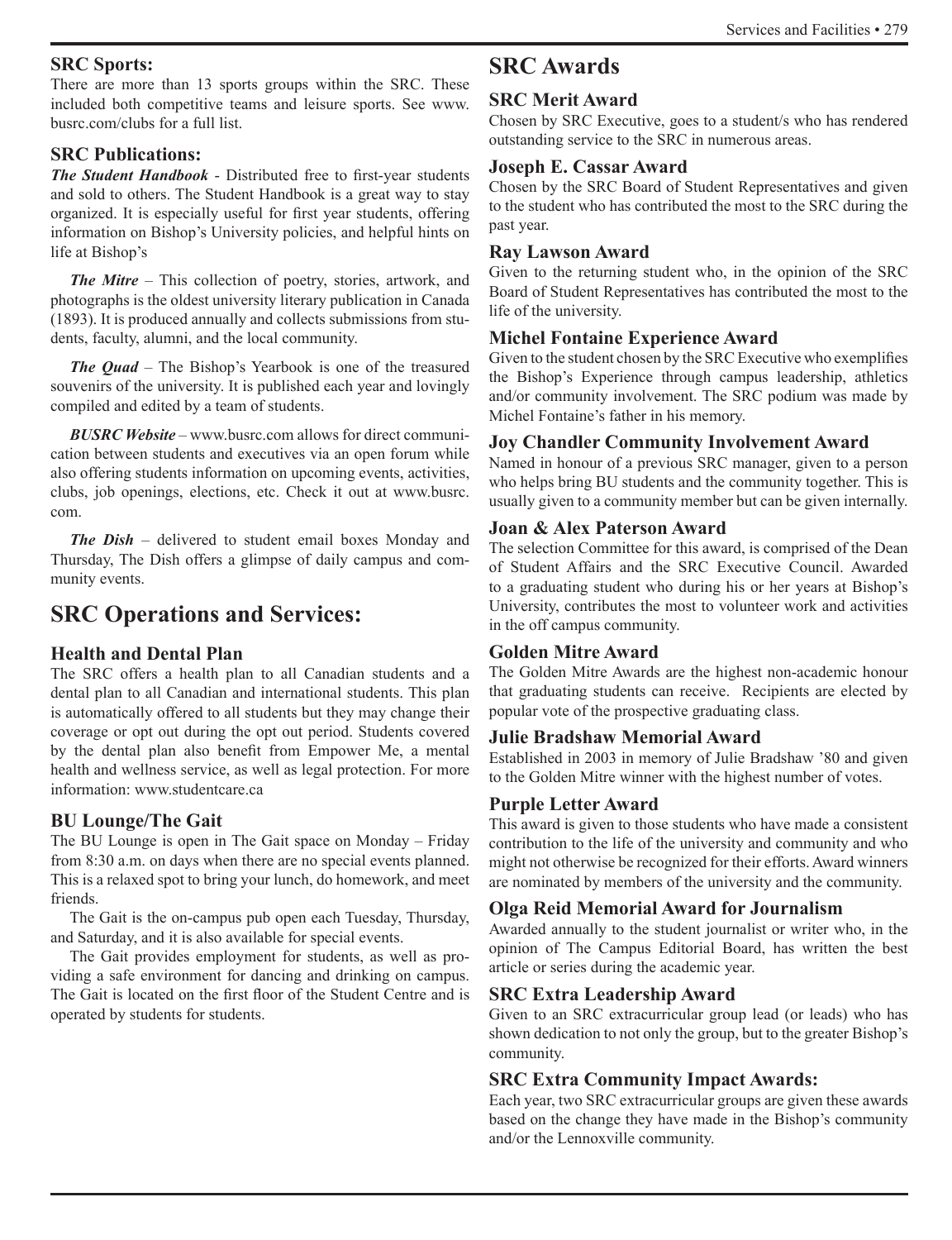### SRC Sports:

There are more than 13 sports groups within the SRC. These included both competitive teams and leisure sports. See www.busrc.com/clubs for a full list.

### SRC Publications:

***The Student Handbook*** - Distributed free to first-year students and sold to others. The Student Handbook is a great way to stay organized. It is especially useful for first year students, offering information on Bishop's University policies, and helpful hints on life at Bishop's

***The Mitre*** – This collection of poetry, stories, artwork, and photographs is the oldest university literary publication in Canada (1893). It is produced annually and collects submissions from students, faculty, alumni, and the local community.

***The Quad*** – The Bishop's Yearbook is one of the treasured souvenirs of the university. It is published each year and lovingly compiled and edited by a team of students.

***BUSRC Website*** – www.busrc.com allows for direct communication between students and executives via an open forum while also offering students information on upcoming events, activities, clubs, job openings, elections, etc. Check it out at www.busrc.com.

***The Dish*** – delivered to student email boxes Monday and Thursday, The Dish offers a glimpse of daily campus and community events.

## SRC Operations and Services:

### Health and Dental Plan

The SRC offers a health plan to all Canadian students and a dental plan to all Canadian and international students. This plan is automatically offered to all students but they may change their coverage or opt out during the opt out period. Students covered by the dental plan also benefit from Empower Me, a mental health and wellness service, as well as legal protection. For more information: www.studentcare.ca

### BU Lounge/The Gait

The BU Lounge is open in The Gait space on Monday – Friday from 8:30 a.m. on days when there are no special events planned. This is a relaxed spot to bring your lunch, do homework, and meet friends.

The Gait is the on-campus pub open each Tuesday, Thursday, and Saturday, and it is also available for special events.

The Gait provides employment for students, as well as providing a safe environment for dancing and drinking on campus. The Gait is located on the first floor of the Student Centre and is operated by students for students.

## SRC Awards

### SRC Merit Award

Chosen by SRC Executive, goes to a student/s who has rendered outstanding service to the SRC in numerous areas.

### Joseph E. Cassar Award

Chosen by the SRC Board of Student Representatives and given to the student who has contributed the most to the SRC during the past year.

### Ray Lawson Award

Given to the returning student who, in the opinion of the SRC Board of Student Representatives has contributed the most to the life of the university.

### Michel Fontaine Experience Award

Given to the student chosen by the SRC Executive who exemplifies the Bishop's Experience through campus leadership, athletics and/or community involvement. The SRC podium was made by Michel Fontaine's father in his memory.

### Joy Chandler Community Involvement Award

Named in honour of a previous SRC manager, given to a person who helps bring BU students and the community together. This is usually given to a community member but can be given internally.

### Joan & Alex Paterson Award

The selection Committee for this award, is comprised of the Dean of Student Affairs and the SRC Executive Council. Awarded to a graduating student who during his or her years at Bishop's University, contributes the most to volunteer work and activities in the off campus community.

### Golden Mitre Award

The Golden Mitre Awards are the highest non-academic honour that graduating students can receive. Recipients are elected by popular vote of the prospective graduating class.

### Julie Bradshaw Memorial Award

Established in 2003 in memory of Julie Bradshaw '80 and given to the Golden Mitre winner with the highest number of votes.

### Purple Letter Award

This award is given to those students who have made a consistent contribution to the life of the university and community and who might not otherwise be recognized for their efforts. Award winners are nominated by members of the university and the community.

### Olga Reid Memorial Award for Journalism

Awarded annually to the student journalist or writer who, in the opinion of The Campus Editorial Board, has written the best article or series during the academic year.

### SRC Extra Leadership Award

Given to an SRC extracurricular group lead (or leads) who has shown dedication to not only the group, but to the greater Bishop's community.

### SRC Extra Community Impact Awards:

Each year, two SRC extracurricular groups are given these awards based on the change they have made in the Bishop's community and/or the Lennoxville community.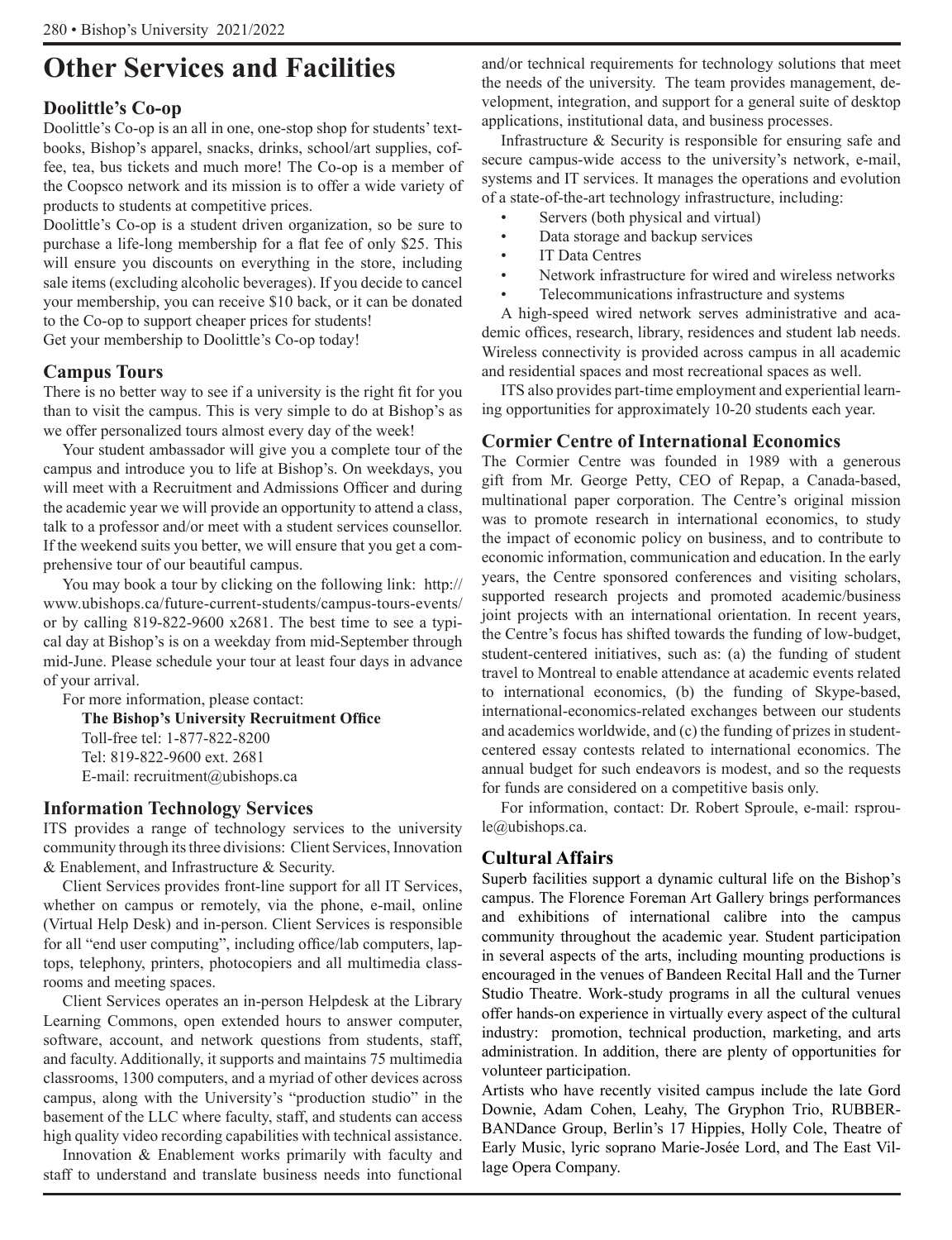# Other Services and Facilities

## Doolittle's Co-op

Doolittle's Co-op is an all in one, one-stop shop for students' textbooks, Bishop's apparel, snacks, drinks, school/art supplies, coffee, tea, bus tickets and much more! The Co-op is a member of the Coopsco network and its mission is to offer a wide variety of products to students at competitive prices.

Doolittle's Co-op is a student driven organization, so be sure to purchase a life-long membership for a flat fee of only $25. This will ensure you discounts on everything in the store, including sale items (excluding alcoholic beverages). If you decide to cancel your membership, you can receive $10 back, or it can be donated to the Co-op to support cheaper prices for students!

Get your membership to Doolittle's Co-op today!

## Campus Tours

There is no better way to see if a university is the right fit for you than to visit the campus. This is very simple to do at Bishop's as we offer personalized tours almost every day of the week!

Your student ambassador will give you a complete tour of the campus and introduce you to life at Bishop's. On weekdays, you will meet with a Recruitment and Admissions Officer and during the academic year we will provide an opportunity to attend a class, talk to a professor and/or meet with a student services counsellor. If the weekend suits you better, we will ensure that you get a comprehensive tour of our beautiful campus.

You may book a tour by clicking on the following link: http://www.ubishops.ca/future-current-students/campus-tours-events/ or by calling 819-822-9600 x2681. The best time to see a typical day at Bishop's is on a weekday from mid-September through mid-June. Please schedule your tour at least four days in advance of your arrival.

For more information, please contact:

**The Bishop's University Recruitment Office**
Toll-free tel: 1-877-822-8200
Tel: 819-822-9600 ext. 2681
E-mail: recruitment@ubishops.ca

## Information Technology Services

ITS provides a range of technology services to the university community through its three divisions: Client Services, Innovation & Enablement, and Infrastructure & Security.

Client Services provides front-line support for all IT Services, whether on campus or remotely, via the phone, e-mail, online (Virtual Help Desk) and in-person. Client Services is responsible for all "end user computing", including office/lab computers, laptops, telephony, printers, photocopiers and all multimedia classrooms and meeting spaces.

Client Services operates an in-person Helpdesk at the Library Learning Commons, open extended hours to answer computer, software, account, and network questions from students, staff, and faculty. Additionally, it supports and maintains 75 multimedia classrooms, 1300 computers, and a myriad of other devices across campus, along with the University's "production studio" in the basement of the LLC where faculty, staff, and students can access high quality video recording capabilities with technical assistance.

Innovation & Enablement works primarily with faculty and staff to understand and translate business needs into functional and/or technical requirements for technology solutions that meet the needs of the university. The team provides management, development, integration, and support for a general suite of desktop applications, institutional data, and business processes.

Infrastructure & Security is responsible for ensuring safe and secure campus-wide access to the university's network, e-mail, systems and IT services. It manages the operations and evolution of a state-of-the-art technology infrastructure, including:

- Servers (both physical and virtual)
- Data storage and backup services
- IT Data Centres
- Network infrastructure for wired and wireless networks
- Telecommunications infrastructure and systems

A high-speed wired network serves administrative and academic offices, research, library, residences and student lab needs. Wireless connectivity is provided across campus in all academic and residential spaces and most recreational spaces as well.

ITS also provides part-time employment and experiential learning opportunities for approximately 10-20 students each year.

## Cormier Centre of International Economics

The Cormier Centre was founded in 1989 with a generous gift from Mr. George Petty, CEO of Repap, a Canada-based, multinational paper corporation. The Centre's original mission was to promote research in international economics, to study the impact of economic policy on business, and to contribute to economic information, communication and education. In the early years, the Centre sponsored conferences and visiting scholars, supported research projects and promoted academic/business joint projects with an international orientation. In recent years, the Centre's focus has shifted towards the funding of low-budget, student-centered initiatives, such as: (a) the funding of student travel to Montreal to enable attendance at academic events related to international economics, (b) the funding of Skype-based, international-economics-related exchanges between our students and academics worldwide, and (c) the funding of prizes in student-centered essay contests related to international economics. The annual budget for such endeavors is modest, and so the requests for funds are considered on a competitive basis only.

For information, contact: Dr. Robert Sproule, e-mail: rsproule@ubishops.ca.

## Cultural Affairs

Superb facilities support a dynamic cultural life on the Bishop's campus. The Florence Foreman Art Gallery brings performances and exhibitions of international calibre into the campus community throughout the academic year. Student participation in several aspects of the arts, including mounting productions is encouraged in the venues of Bandeen Recital Hall and the Turner Studio Theatre. Work-study programs in all the cultural venues offer hands-on experience in virtually every aspect of the cultural industry: promotion, technical production, marketing, and arts administration. In addition, there are plenty of opportunities for volunteer participation.

Artists who have recently visited campus include the late Gord Downie, Adam Cohen, Leahy, The Gryphon Trio, RUBBERBANDance Group, Berlin's 17 Hippies, Holly Cole, Theatre of Early Music, lyric soprano Marie-Josée Lord, and The East Village Opera Company.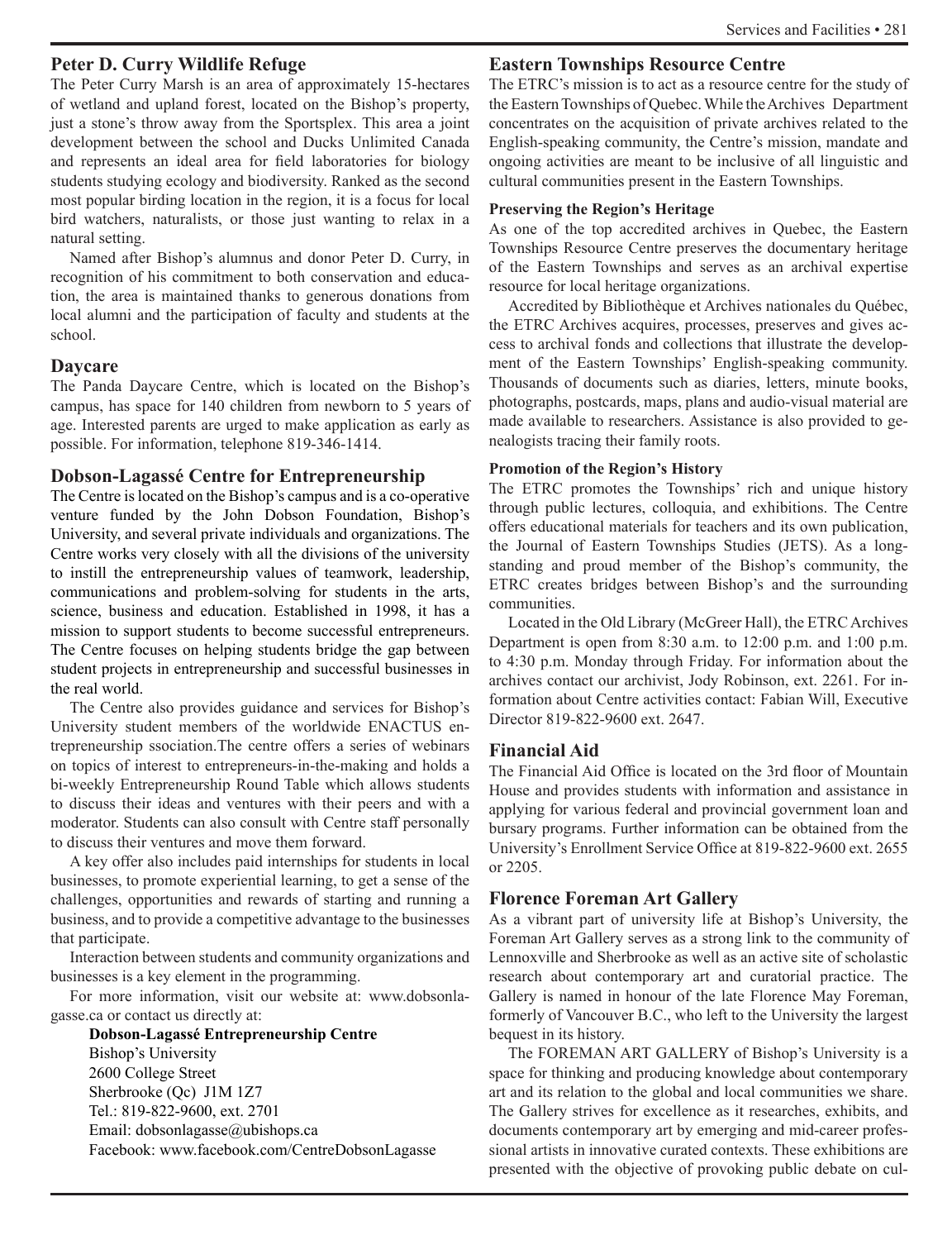## Peter D. Curry Wildlife Refuge

The Peter Curry Marsh is an area of approximately 15-hectares of wetland and upland forest, located on the Bishop's property, just a stone's throw away from the Sportsplex. This area a joint development between the school and Ducks Unlimited Canada and represents an ideal area for field laboratories for biology students studying ecology and biodiversity. Ranked as the second most popular birding location in the region, it is a focus for local bird watchers, naturalists, or those just wanting to relax in a natural setting.

Named after Bishop's alumnus and donor Peter D. Curry, in recognition of his commitment to both conservation and education, the area is maintained thanks to generous donations from local alumni and the participation of faculty and students at the school.

## Daycare

The Panda Daycare Centre, which is located on the Bishop's campus, has space for 140 children from newborn to 5 years of age. Interested parents are urged to make application as early as possible. For information, telephone 819-346-1414.

## Dobson-Lagassé Centre for Entrepreneurship

The Centre is located on the Bishop's campus and is a co-operative venture funded by the John Dobson Foundation, Bishop's University, and several private individuals and organizations. The Centre works very closely with all the divisions of the university to instill the entrepreneurship values of teamwork, leadership, communications and problem-solving for students in the arts, science, business and education. Established in 1998, it has a mission to support students to become successful entrepreneurs. The Centre focuses on helping students bridge the gap between student projects in entrepreneurship and successful businesses in the real world.

The Centre also provides guidance and services for Bishop's University student members of the worldwide ENACTUS entrepreneurship ssociation.The centre offers a series of webinars on topics of interest to entrepreneurs-in-the-making and holds a bi-weekly Entrepreneurship Round Table which allows students to discuss their ideas and ventures with their peers and with a moderator. Students can also consult with Centre staff personally to discuss their ventures and move them forward.

A key offer also includes paid internships for students in local businesses, to promote experiential learning, to get a sense of the challenges, opportunities and rewards of starting and running a business, and to provide a competitive advantage to the businesses that participate.

Interaction between students and community organizations and businesses is a key element in the programming.

For more information, visit our website at: www.dobsonlagasse.ca or contact us directly at:

**Dobson-Lagassé Entrepreneurship Centre**
Bishop's University
2600 College Street
Sherbrooke (Qc) J1M 1Z7
Tel.: 819-822-9600, ext. 2701
Email: dobsonlagasse@ubishops.ca
Facebook: www.facebook.com/CentreDobsonLagasse

## Eastern Townships Resource Centre

The ETRC's mission is to act as a resource centre for the study of the Eastern Townships of Quebec. While the Archives Department concentrates on the acquisition of private archives related to the English-speaking community, the Centre's mission, mandate and ongoing activities are meant to be inclusive of all linguistic and cultural communities present in the Eastern Townships.

### Preserving the Region's Heritage

As one of the top accredited archives in Quebec, the Eastern Townships Resource Centre preserves the documentary heritage of the Eastern Townships and serves as an archival expertise resource for local heritage organizations.

Accredited by Bibliothèque et Archives nationales du Québec, the ETRC Archives acquires, processes, preserves and gives access to archival fonds and collections that illustrate the development of the Eastern Townships' English-speaking community. Thousands of documents such as diaries, letters, minute books, photographs, postcards, maps, plans and audio-visual material are made available to researchers. Assistance is also provided to genealogists tracing their family roots.

### Promotion of the Region's History

The ETRC promotes the Townships' rich and unique history through public lectures, colloquia, and exhibitions. The Centre offers educational materials for teachers and its own publication, the Journal of Eastern Townships Studies (JETS). As a longstanding and proud member of the Bishop's community, the ETRC creates bridges between Bishop's and the surrounding communities.

Located in the Old Library (McGreer Hall), the ETRC Archives Department is open from 8:30 a.m. to 12:00 p.m. and 1:00 p.m. to 4:30 p.m. Monday through Friday. For information about the archives contact our archivist, Jody Robinson, ext. 2261. For information about Centre activities contact: Fabian Will, Executive Director 819-822-9600 ext. 2647.

## Financial Aid

The Financial Aid Office is located on the 3rd floor of Mountain House and provides students with information and assistance in applying for various federal and provincial government loan and bursary programs. Further information can be obtained from the University's Enrollment Service Office at 819-822-9600 ext. 2655 or 2205.

## Florence Foreman Art Gallery

As a vibrant part of university life at Bishop's University, the Foreman Art Gallery serves as a strong link to the community of Lennoxville and Sherbrooke as well as an active site of scholastic research about contemporary art and curatorial practice. The Gallery is named in honour of the late Florence May Foreman, formerly of Vancouver B.C., who left to the University the largest bequest in its history.

The FOREMAN ART GALLERY of Bishop's University is a space for thinking and producing knowledge about contemporary art and its relation to the global and local communities we share. The Gallery strives for excellence as it researches, exhibits, and documents contemporary art by emerging and mid-career professional artists in innovative curated contexts. These exhibitions are presented with the objective of provoking public debate on cul-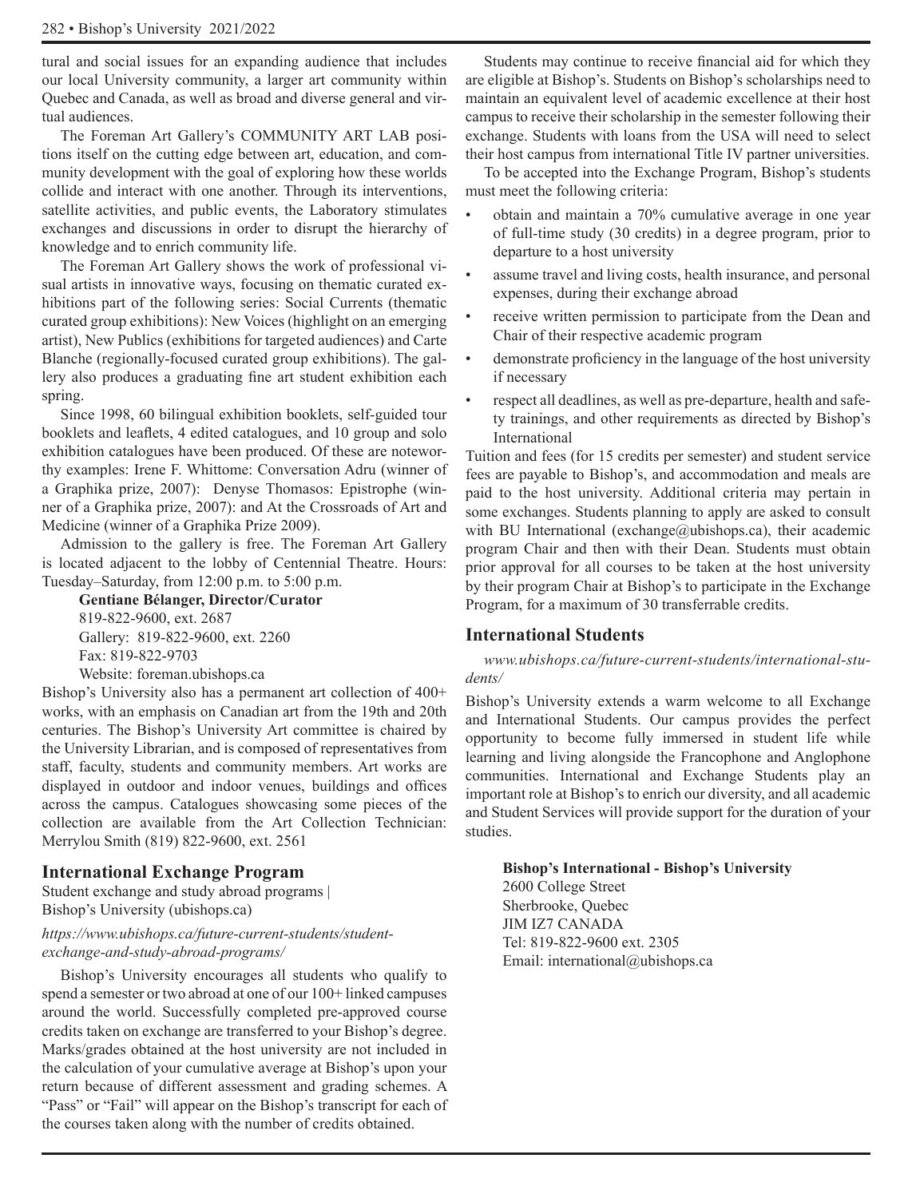tural and social issues for an expanding audience that includes our local University community, a larger art community within Quebec and Canada, as well as broad and diverse general and virtual audiences.

The Foreman Art Gallery's COMMUNITY ART LAB positions itself on the cutting edge between art, education, and community development with the goal of exploring how these worlds collide and interact with one another. Through its interventions, satellite activities, and public events, the Laboratory stimulates exchanges and discussions in order to disrupt the hierarchy of knowledge and to enrich community life.

The Foreman Art Gallery shows the work of professional visual artists in innovative ways, focusing on thematic curated exhibitions part of the following series: Social Currents (thematic curated group exhibitions): New Voices (highlight on an emerging artist), New Publics (exhibitions for targeted audiences) and Carte Blanche (regionally-focused curated group exhibitions). The gallery also produces a graduating fine art student exhibition each spring.

Since 1998, 60 bilingual exhibition booklets, self-guided tour booklets and leaflets, 4 edited catalogues, and 10 group and solo exhibition catalogues have been produced. Of these are noteworthy examples: Irene F. Whittome: Conversation Adru (winner of a Graphika prize, 2007): Denyse Thomasos: Epistrophe (winner of a Graphika prize, 2007): and At the Crossroads of Art and Medicine (winner of a Graphika Prize 2009).

Admission to the gallery is free. The Foreman Art Gallery is located adjacent to the lobby of Centennial Theatre. Hours: Tuesday–Saturday, from 12:00 p.m. to 5:00 p.m.

**Gentiane Bélanger, Director/Curator**
819-822-9600, ext. 2687
Gallery: 819-822-9600, ext. 2260
Fax: 819-822-9703
Website: foreman.ubishops.ca

Bishop's University also has a permanent art collection of 400+ works, with an emphasis on Canadian art from the 19th and 20th centuries. The Bishop's University Art committee is chaired by the University Librarian, and is composed of representatives from staff, faculty, students and community members. Art works are displayed in outdoor and indoor venues, buildings and offices across the campus. Catalogues showcasing some pieces of the collection are available from the Art Collection Technician: Merrylou Smith (819) 822-9600, ext. 2561

## International Exchange Program

Student exchange and study abroad programs | Bishop's University (ubishops.ca)

*https://www.ubishops.ca/future-current-students/student-exchange-and-study-abroad-programs/*

Bishop's University encourages all students who qualify to spend a semester or two abroad at one of our 100+ linked campuses around the world. Successfully completed pre-approved course credits taken on exchange are transferred to your Bishop's degree. Marks/grades obtained at the host university are not included in the calculation of your cumulative average at Bishop's upon your return because of different assessment and grading schemes. A "Pass" or "Fail" will appear on the Bishop's transcript for each of the courses taken along with the number of credits obtained.

Students may continue to receive financial aid for which they are eligible at Bishop's. Students on Bishop's scholarships need to maintain an equivalent level of academic excellence at their host campus to receive their scholarship in the semester following their exchange. Students with loans from the USA will need to select their host campus from international Title IV partner universities.

To be accepted into the Exchange Program, Bishop's students must meet the following criteria:

- obtain and maintain a 70% cumulative average in one year of full-time study (30 credits) in a degree program, prior to departure to a host university
- assume travel and living costs, health insurance, and personal expenses, during their exchange abroad
- receive written permission to participate from the Dean and Chair of their respective academic program
- demonstrate proficiency in the language of the host university if necessary
- respect all deadlines, as well as pre-departure, health and safety trainings, and other requirements as directed by Bishop's International

Tuition and fees (for 15 credits per semester) and student service fees are payable to Bishop's, and accommodation and meals are paid to the host university. Additional criteria may pertain in some exchanges. Students planning to apply are asked to consult with BU International (exchange@ubishops.ca), their academic program Chair and then with their Dean. Students must obtain prior approval for all courses to be taken at the host university by their program Chair at Bishop's to participate in the Exchange Program, for a maximum of 30 transferrable credits.

## International Students

*www.ubishops.ca/future-current-students/international-students/*

Bishop's University extends a warm welcome to all Exchange and International Students. Our campus provides the perfect opportunity to become fully immersed in student life while learning and living alongside the Francophone and Anglophone communities. International and Exchange Students play an important role at Bishop's to enrich our diversity, and all academic and Student Services will provide support for the duration of your studies.

**Bishop's International - Bishop's University**
2600 College Street
Sherbrooke, Quebec
JIM IZ7 CANADA
Tel: 819-822-9600 ext. 2305
Email: international@ubishops.ca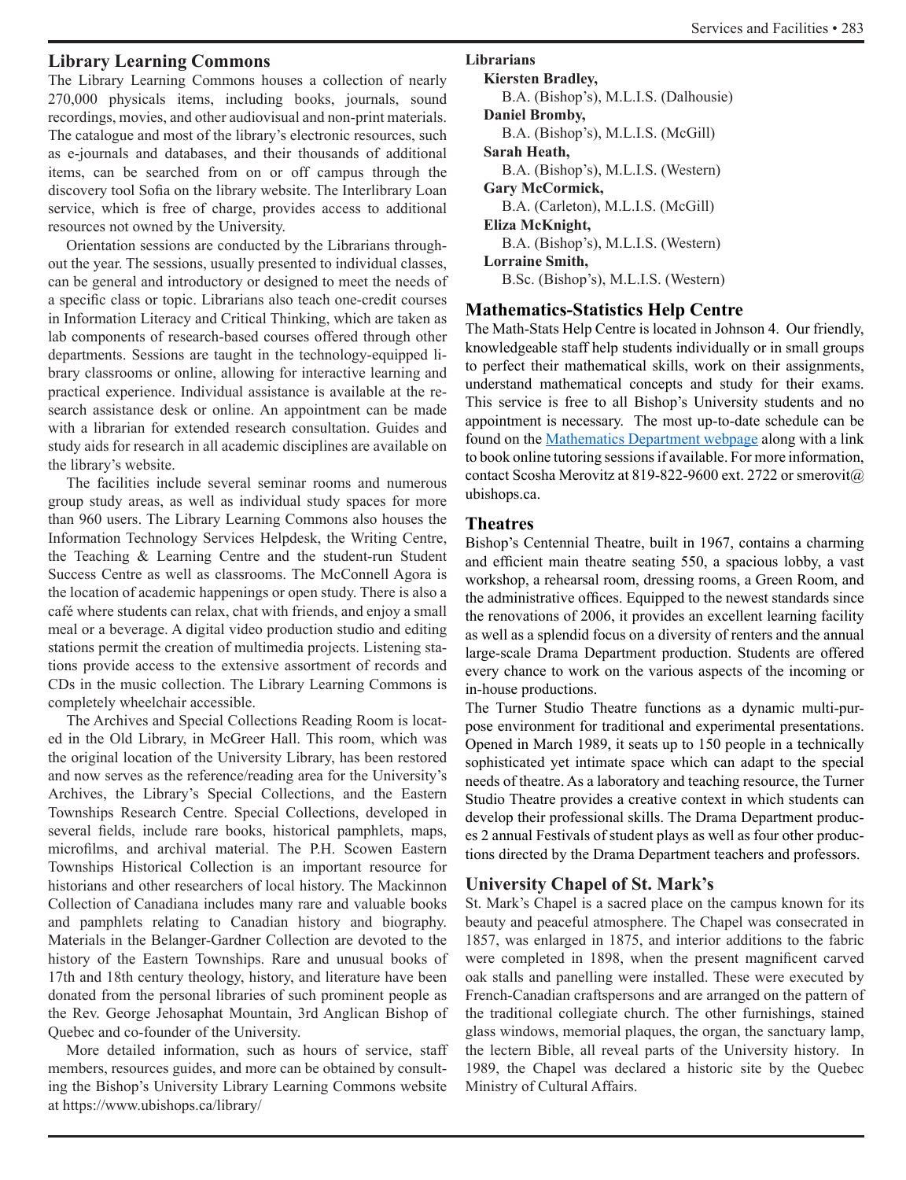## Library Learning Commons

The Library Learning Commons houses a collection of nearly 270,000 physicals items, including books, journals, sound recordings, movies, and other audiovisual and non-print materials. The catalogue and most of the library's electronic resources, such as e-journals and databases, and their thousands of additional items, can be searched from on or off campus through the discovery tool Sofia on the library website. The Interlibrary Loan service, which is free of charge, provides access to additional resources not owned by the University.

Orientation sessions are conducted by the Librarians throughout the year. The sessions, usually presented to individual classes, can be general and introductory or designed to meet the needs of a specific class or topic. Librarians also teach one-credit courses in Information Literacy and Critical Thinking, which are taken as lab components of research-based courses offered through other departments. Sessions are taught in the technology-equipped library classrooms or online, allowing for interactive learning and practical experience. Individual assistance is available at the research assistance desk or online. An appointment can be made with a librarian for extended research consultation. Guides and study aids for research in all academic disciplines are available on the library's website.

The facilities include several seminar rooms and numerous group study areas, as well as individual study spaces for more than 960 users. The Library Learning Commons also houses the Information Technology Services Helpdesk, the Writing Centre, the Teaching & Learning Centre and the student-run Student Success Centre as well as classrooms. The McConnell Agora is the location of academic happenings or open study. There is also a café where students can relax, chat with friends, and enjoy a small meal or a beverage. A digital video production studio and editing stations permit the creation of multimedia projects. Listening stations provide access to the extensive assortment of records and CDs in the music collection. The Library Learning Commons is completely wheelchair accessible.

The Archives and Special Collections Reading Room is located in the Old Library, in McGreer Hall. This room, which was the original location of the University Library, has been restored and now serves as the reference/reading area for the University's Archives, the Library's Special Collections, and the Eastern Townships Research Centre. Special Collections, developed in several fields, include rare books, historical pamphlets, maps, microfilms, and archival material. The P.H. Scowen Eastern Townships Historical Collection is an important resource for historians and other researchers of local history. The Mackinnon Collection of Canadiana includes many rare and valuable books and pamphlets relating to Canadian history and biography. Materials in the Belanger-Gardner Collection are devoted to the history of the Eastern Townships. Rare and unusual books of 17th and 18th century theology, history, and literature have been donated from the personal libraries of such prominent people as the Rev. George Jehosaphat Mountain, 3rd Anglican Bishop of Quebec and co-founder of the University.

More detailed information, such as hours of service, staff members, resources guides, and more can be obtained by consulting the Bishop's University Library Learning Commons website at https://www.ubishops.ca/library/

**Librarians**

**Kiersten Bradley,**
B.A. (Bishop's), M.L.I.S. (Dalhousie)

**Daniel Bromby,**
B.A. (Bishop's), M.L.I.S. (McGill)

**Sarah Heath,**
B.A. (Bishop's), M.L.I.S. (Western)

**Gary McCormick,**
B.A. (Carleton), M.L.I.S. (McGill)

**Eliza McKnight,**
B.A. (Bishop's), M.L.I.S. (Western)

**Lorraine Smith,**
B.Sc. (Bishop's), M.L.I.S. (Western)

## Mathematics-Statistics Help Centre

The Math-Stats Help Centre is located in Johnson 4. Our friendly, knowledgeable staff help students individually or in small groups to perfect their mathematical skills, work on their assignments, understand mathematical concepts and study for their exams. This service is free to all Bishop's University students and no appointment is necessary. The most up-to-date schedule can be found on the Mathematics Department webpage along with a link to book online tutoring sessions if available. For more information, contact Scosha Merovitz at 819-822-9600 ext. 2722 or smerovit@ubishops.ca.

## Theatres

Bishop's Centennial Theatre, built in 1967, contains a charming and efficient main theatre seating 550, a spacious lobby, a vast workshop, a rehearsal room, dressing rooms, a Green Room, and the administrative offices. Equipped to the newest standards since the renovations of 2006, it provides an excellent learning facility as well as a splendid focus on a diversity of renters and the annual large-scale Drama Department production. Students are offered every chance to work on the various aspects of the incoming or in-house productions.

The Turner Studio Theatre functions as a dynamic multi-purpose environment for traditional and experimental presentations. Opened in March 1989, it seats up to 150 people in a technically sophisticated yet intimate space which can adapt to the special needs of theatre. As a laboratory and teaching resource, the Turner Studio Theatre provides a creative context in which students can develop their professional skills. The Drama Department produces 2 annual Festivals of student plays as well as four other productions directed by the Drama Department teachers and professors.

## University Chapel of St. Mark's

St. Mark's Chapel is a sacred place on the campus known for its beauty and peaceful atmosphere. The Chapel was consecrated in 1857, was enlarged in 1875, and interior additions to the fabric were completed in 1898, when the present magnificent carved oak stalls and panelling were installed. These were executed by French-Canadian craftspersons and are arranged on the pattern of the traditional collegiate church. The other furnishings, stained glass windows, memorial plaques, the organ, the sanctuary lamp, the lectern Bible, all reveal parts of the University history. In 1989, the Chapel was declared a historic site by the Quebec Ministry of Cultural Affairs.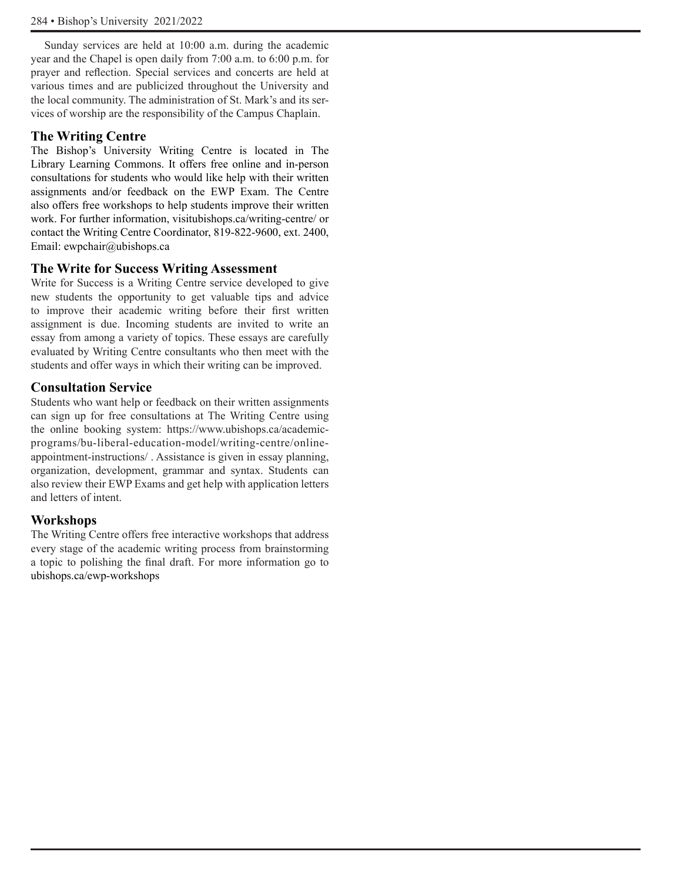Sunday services are held at 10:00 a.m. during the academic year and the Chapel is open daily from 7:00 a.m. to 6:00 p.m. for prayer and reflection. Special services and concerts are held at various times and are publicized throughout the University and the local community. The administration of St. Mark's and its services of worship are the responsibility of the Campus Chaplain.

## The Writing Centre

The Bishop's University Writing Centre is located in The Library Learning Commons. It offers free online and in-person consultations for students who would like help with their written assignments and/or feedback on the EWP Exam. The Centre also offers free workshops to help students improve their written work. For further information, visitubishops.ca/writing-centre/ or contact the Writing Centre Coordinator, 819-822-9600, ext. 2400, Email: ewpchair@ubishops.ca

## The Write for Success Writing Assessment

Write for Success is a Writing Centre service developed to give new students the opportunity to get valuable tips and advice to improve their academic writing before their first written assignment is due. Incoming students are invited to write an essay from among a variety of topics. These essays are carefully evaluated by Writing Centre consultants who then meet with the students and offer ways in which their writing can be improved.

## Consultation Service

Students who want help or feedback on their written assignments can sign up for free consultations at The Writing Centre using the online booking system: https://www.ubishops.ca/academic-programs/bu-liberal-education-model/writing-centre/online-appointment-instructions/ . Assistance is given in essay planning, organization, development, grammar and syntax. Students can also review their EWP Exams and get help with application letters and letters of intent.

## Workshops

The Writing Centre offers free interactive workshops that address every stage of the academic writing process from brainstorming a topic to polishing the final draft. For more information go to ubishops.ca/ewp-workshops